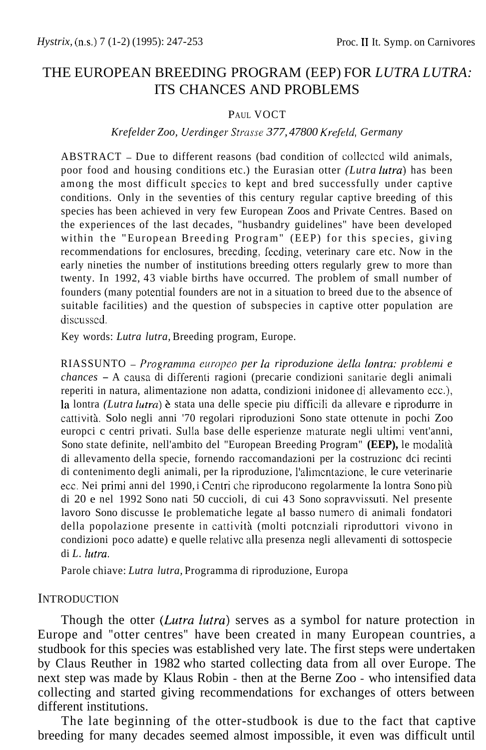# THE EUROPEAN BREEDING PROGRAM (EEP) FOR *LUTRA LUTRA*: ITS CHANCES AND PROBLEMS

PAUL VOCT

*Krefelder Zoo, Uerdinger Strasse 377, 47800 Krefeld, Germany*

ABSTRACT – Due to different reasons (bad condition of collected wild animals, poor food and housing conditions etc.) the Eurasian otter *(Lutra lutra)* has been among the most difficult species to kept and bred successfully under captive conditions. Only in the seventies of this century regular captive breeding of this species has been achieved in very few European Zoos and Private Centres. Based on the experiences of the last decades, "husbandry guidelines" have been developed within the "European Breeding Program" (EEP) for this species, giving recommendations for enclosures, breeding, feeding, veterinary care etc. Now in the early nineties the number of institutions breeding otters regularly grew to more than twenty. In 1992, 43 viable births have occurred. The problem of small number of founders (many potential founders are not in a situation to breed due to the absence of suitable facilities) and the question of subspecies in captive otter population are discussed.

Key words: *Lutra lutra*, Breeding program, Europe.

RIASSUNTO – *Programma europeo per la riproduzione della lontra: problemi e chances* – A causa di differenti ragioni (precarie condizioni sanitarie degli animali reperiti in natura, alimentazione non adatta, condizioni inidonee di allevamento ecc.), la lontra *(Lutra lutra)* è stata una delle specie piu difficili da allevare e riprodurre in cattività. Solo negli anni '70 regolari riproduzioni Sono state ottenute in pochi Zoo europci c centri privati. Sulla base delle esperienze maturate negli ultimi vent'anni, Sono state definite, nell'ambito del "European Breeding Program" **(EEP),** le modalità di allevamento della specie, fornendo raccomandazioni per la costruzionc dci recinti di contenimento degli animali, per la riproduzione, l'alimentazione, le cure veterinarie ecc. Nei primi anni del 1990, i Centri che riproducono regolarmente la lontra Sono più di 20 e nel 1992 Sono nati 50 cuccioli, di cui 43 Sono sopravvissuti. Nel presente lavoro Sono discusse le problematiche legate al basso numero di animali fondatori della popolazione presente in cattività (molti potenziali riproduttori vivono in condizioni poco adatte) e quelle relative alla presenza negli allevamenti di sottospecie di *L. lutra*.

Parole chiave: *Lutra lutra*, Programma di riproduzione, Europa

## INTRODUCTION

Though the otter (*Lutra lutra*) serves as a symbol for nature protection in Europe and "otter centres" have been created in many European countries, a studbook for this species was established very late. The first steps were undertaken by Claus Reuther in 1982 who started collecting data from all over Europe. The next step was made by Klaus Robin - then at the Berne Zoo - who intensified data collecting and started giving recommendations for exchanges of otters between different institutions.

The late beginning of the otter-studbook is due to the fact that captive breeding for many decades seemed almost impossible, it even was difficult until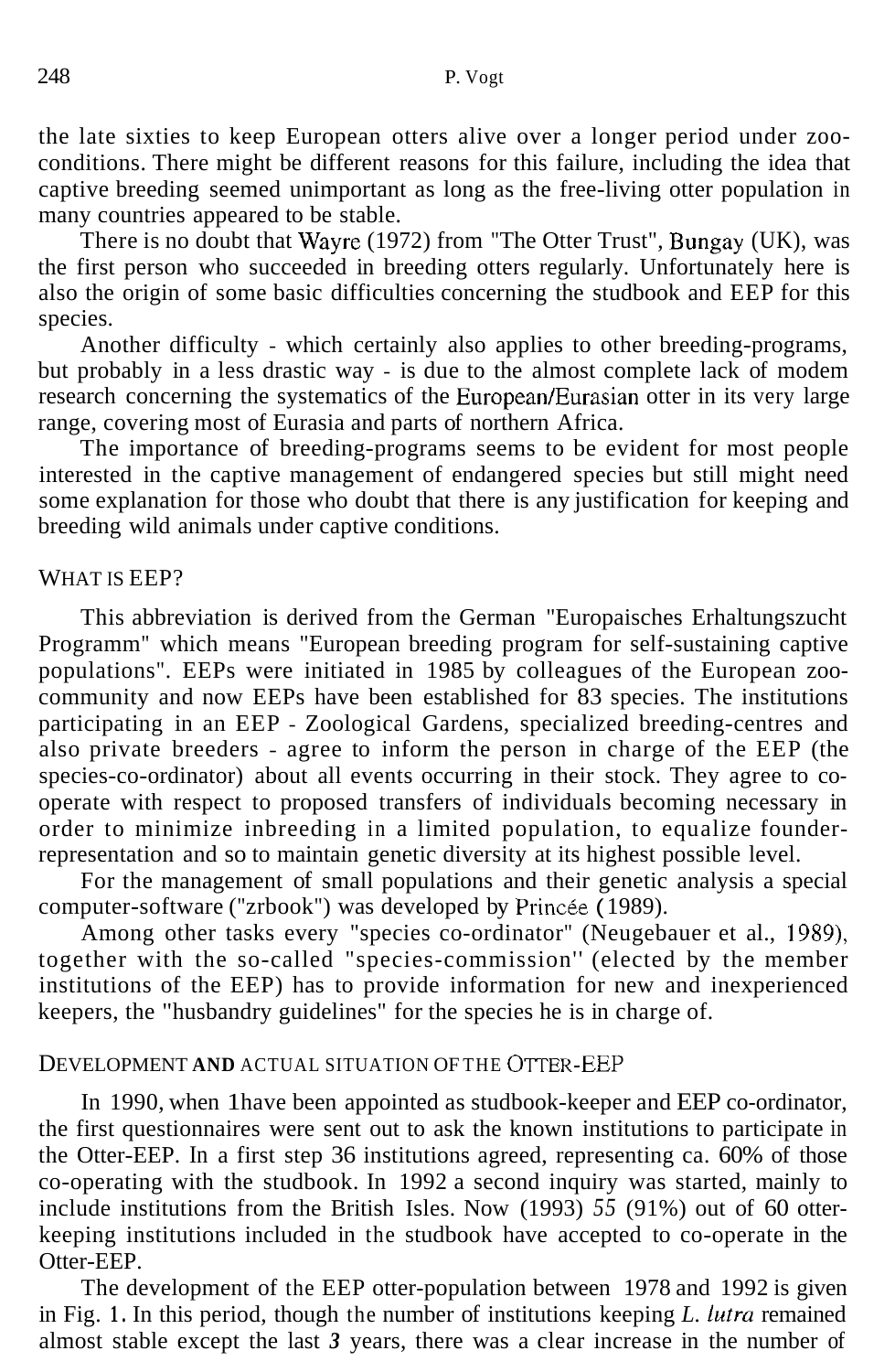the late sixties to keep European otters alive over a longer period under zoo-conditions. There might be different reasons for this failure, including the idea that captive breeding seemed unimportant as long as the free-living otter population in many countries appeared to be stable.

There is no doubt that Wayre (1972) from "The Otter Trust", Bungay (UK), was the first person who succeeded in breeding otters regularly. Unfortunately here is also the origin of some basic difficulties concerning the studbook and EEP for this species.

Another difficulty - which certainly also applies to other breeding-programs, but probably in a less drastic way - is due to the almost complete lack of modem research concerning the systematics of the European/Eurasian otter in its very large range, covering most of Eurasia and parts of northern Africa.

The importance of breeding-programs seems to be evident for most people interested in the captive management of endangered species but still might need some explanation for those who doubt that there is any justification for keeping and breeding wild animals under captive conditions.

## WHAT IS EEP?

This abbreviation is derived from the German "Europaisches Erhaltungszucht Programm" which means "European breeding program for self-sustaining captive populations". EEPs were initiated in 1985 by colleagues of the European zoo-community and now EEPs have been established for 83 species. The institutions participating in an EEP - Zoological Gardens, specialized breeding-centres and also private breeders - agree to inform the person in charge of the EEP (the species-co-ordinator) about all events occurring in their stock. They agree to co-operate with respect to proposed transfers of individuals becoming necessary in order to minimize inbreeding in a limited population, to equalize founder-representation and so to maintain genetic diversity at its highest possible level.

For the management of small populations and their genetic analysis a special computer-software ("zrbook") was developed by Princée (1989).

Among other tasks every "species co-ordinator" (Neugebauer et al., 1989), together with the so-called "species-commission" (elected by the member institutions of the EEP) has to provide information for new and inexperienced keepers, the "husbandry guidelines" for the species he is in charge of.

## DEVELOPMENT AND ACTUAL SITUATION OF THE OTTER-EEP

In 1990, when I have been appointed as studbook-keeper and EEP co-ordinator, the first questionnaires were sent out to ask the known institutions to participate in the Otter-EEP. In a first step 36 institutions agreed, representing ca. 60% of those co-operating with the studbook. In 1992 a second inquiry was started, mainly to include institutions from the British Isles. Now (1993) *55* (91%) out of 60 otter-keeping institutions included in the studbook have accepted to co-operate in the Otter-EEP.

The development of the EEP otter-population between 1978 and 1992 is given in Fig. 1. In this period, though the number of institutions keeping *L. lutra* remained almost stable except the last ***3*** years, there was a clear increase in the number of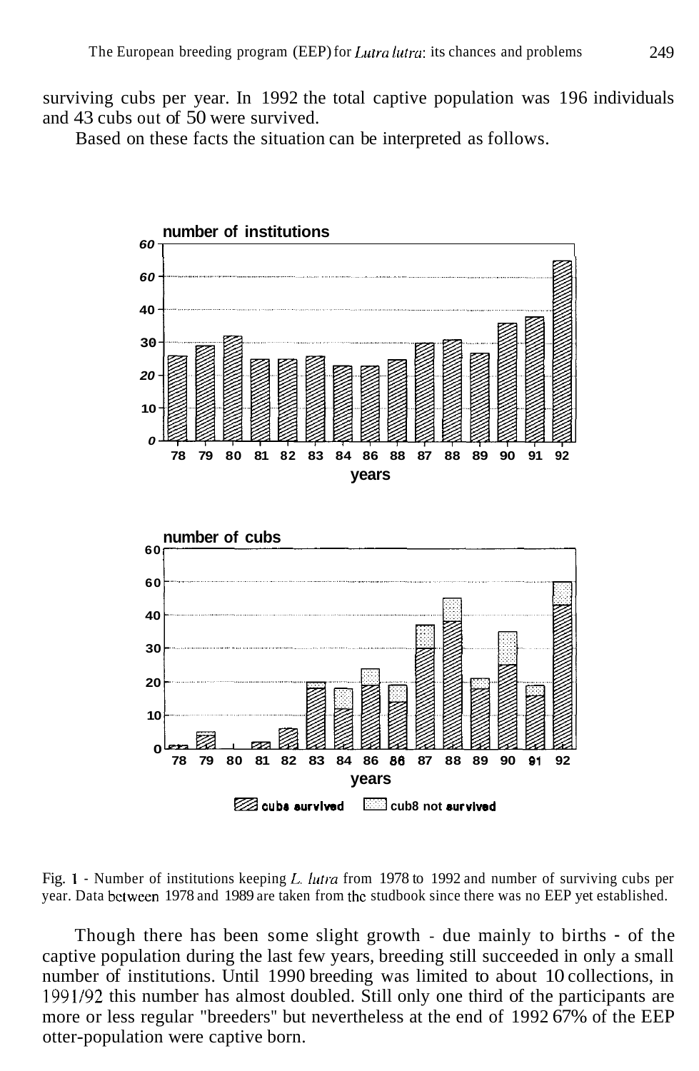surviving cubs per year. In 1992 the total captive population was 196 individuals and 43 cubs out of 50 were survived.

Based on these facts the situation can be interpreted as follows.

Fig. 1 - Number of institutions keeping *L. lutra* from 1978 to 1992 and number of surviving cubs per year. Data between 1978 and 1989 are taken from the studbook since there was no EEP yet established.

Though there has been some slight growth - due mainly to births - of the captive population during the last few years, breeding still succeeded in only a small number of institutions. Until 1990 breeding was limited to about 10 collections, in 1991/92 this number has almost doubled. Still only one third of the participants are more or less regular "breeders" but nevertheless at the end of 1992 67% of the EEP otter-population were captive born.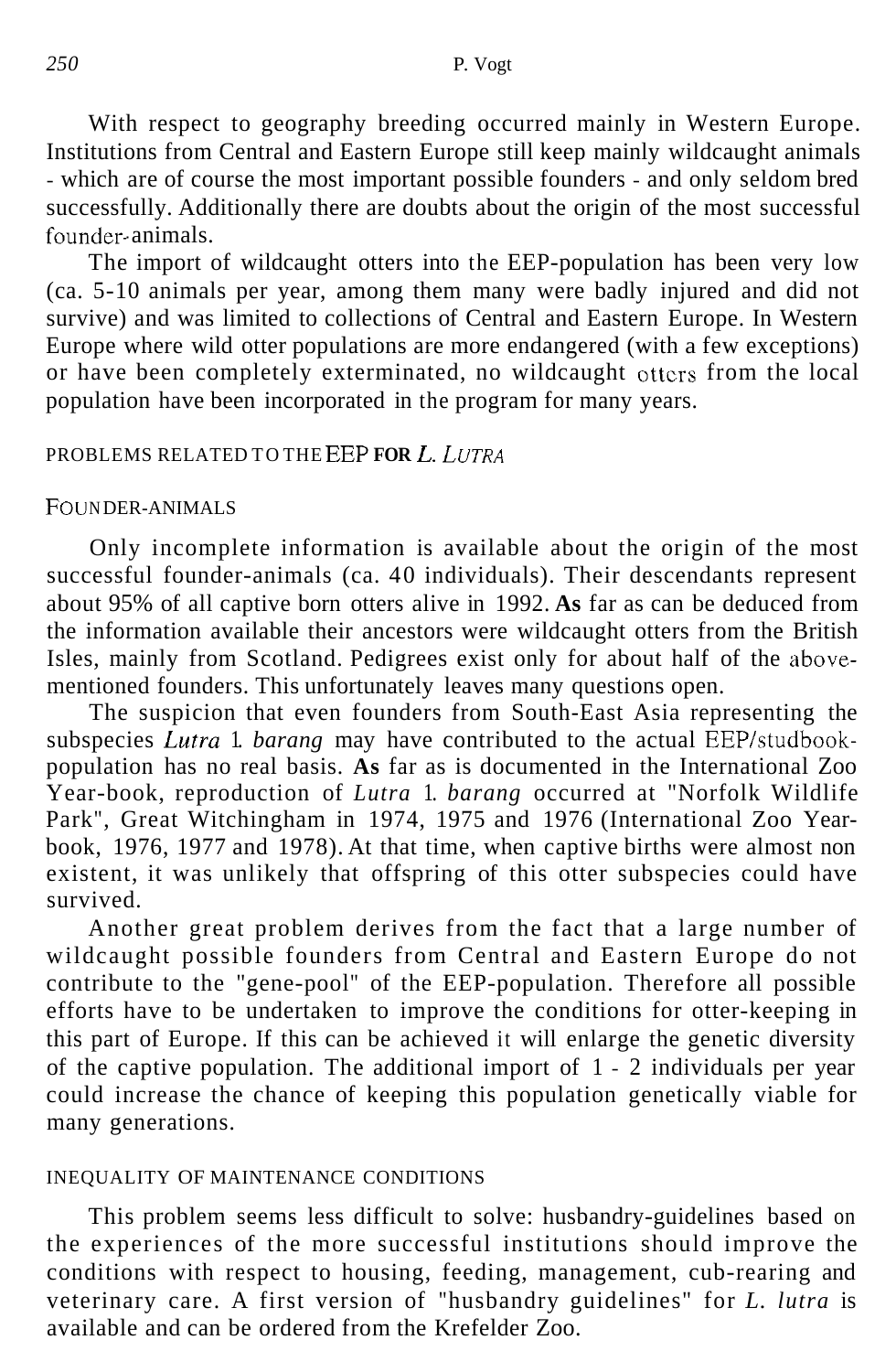With respect to geography breeding occurred mainly in Western Europe. Institutions from Central and Eastern Europe still keep mainly wildcaught animals - which are of course the most important possible founders - and only seldom bred successfully. Additionally there are doubts about the origin of the most successful founder-animals.

The import of wildcaught otters into the EEP-population has been very low (ca. 5-10 animals per year, among them many were badly injured and did not survive) and was limited to collections of Central and Eastern Europe. In Western Europe where wild otter populations are more endangered (with a few exceptions) or have been completely exterminated, no wildcaught otters from the local population have been incorporated in the program for many years.

## PROBLEMS RELATED TO THE EEP FOR *L. LUTRA*

### FOUNDER-ANIMALS

Only incomplete information is available about the origin of the most successful founder-animals (ca. 40 individuals). Their descendants represent about 95% of all captive born otters alive in 1992. **As** far as can be deduced from the information available their ancestors were wildcaught otters from the British Isles, mainly from Scotland. Pedigrees exist only for about half of the above-mentioned founders. This unfortunately leaves many questions open.

The suspicion that even founders from South-East Asia representing the subspecies *Lutra l. barang* may have contributed to the actual EEP/studbook-population has no real basis. **As** far as is documented in the International Zoo Year-book, reproduction of *Lutra l. barang* occurred at "Norfolk Wildlife Park", Great Witchingham in 1974, 1975 and 1976 (International Zoo Year-book, 1976, 1977 and 1978). At that time, when captive births were almost non existent, it was unlikely that offspring of this otter subspecies could have survived.

Another great problem derives from the fact that a large number of wildcaught possible founders from Central and Eastern Europe do not contribute to the "gene-pool" of the EEP-population. Therefore all possible efforts have to be undertaken to improve the conditions for otter-keeping in this part of Europe. If this can be achieved it will enlarge the genetic diversity of the captive population. The additional import of 1 - 2 individuals per year could increase the chance of keeping this population genetically viable for many generations.

### INEQUALITY OF MAINTENANCE CONDITIONS

This problem seems less difficult to solve: husbandry-guidelines based on the experiences of the more successful institutions should improve the conditions with respect to housing, feeding, management, cub-rearing and veterinary care. A first version of "husbandry guidelines" for *L. lutra* is available and can be ordered from the Krefelder Zoo.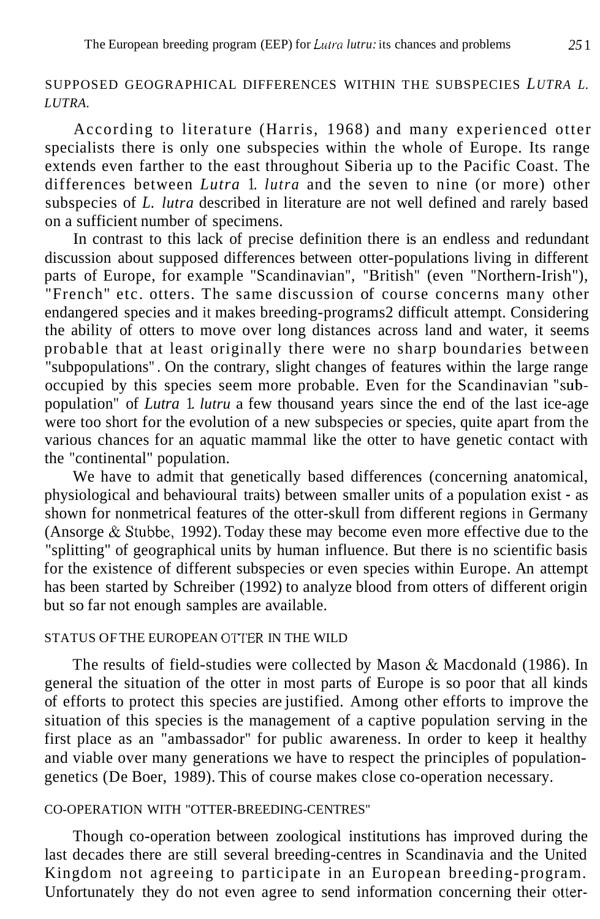## SUPPOSED GEOGRAPHICAL DIFFERENCES WITHIN THE SUBSPECIES *LUTRA L. LUTRA*.

According to literature (Harris, 1968) and many experienced otter specialists there is only one subspecies within the whole of Europe. Its range extends even farther to the east throughout Siberia up to the Pacific Coast. The differences between *Lutra* 1. *lutra* and the seven to nine (or more) other subspecies of *L. lutra* described in literature are not well defined and rarely based on a sufficient number of specimens.

In contrast to this lack of precise definition there is an endless and redundant discussion about supposed differences between otter-populations living in different parts of Europe, for example "Scandinavian", "British" (even "Northern-Irish"), "French" etc. otters. The same discussion of course concerns many other endangered species and it makes breeding-programs2 difficult attempt. Considering the ability of otters to move over long distances across land and water, it seems probable that at least originally there were no sharp boundaries between "subpopulations". On the contrary, slight changes of features within the large range occupied by this species seem more probable. Even for the Scandinavian "sub-population" of *Lutra* 1. *lutru* a few thousand years since the end of the last ice-age were too short for the evolution of a new subspecies or species, quite apart from the various chances for an aquatic mammal like the otter to have genetic contact with the "continental" population.

We have to admit that genetically based differences (concerning anatomical, physiological and behavioural traits) between smaller units of a population exist - as shown for nonmetrical features of the otter-skull from different regions in Germany (Ansorge & Stubbe, 1992). Today these may become even more effective due to the "splitting" of geographical units by human influence. But there is no scientific basis for the existence of different subspecies or even species within Europe. An attempt has been started by Schreiber (1992) to analyze blood from otters of different origin but so far not enough samples are available.

## STATUS OF THE EUROPEAN OTTER IN THE WILD

The results of field-studies were collected by Mason & Macdonald (1986). In general the situation of the otter in most parts of Europe is so poor that all kinds of efforts to protect this species are justified. Among other efforts to improve the situation of this species is the management of a captive population serving in the first place as an "ambassador" for public awareness. In order to keep it healthy and viable over many generations we have to respect the principles of population-genetics (De Boer, 1989). This of course makes close co-operation necessary.

## CO-OPERATION WITH "OTTER-BREEDING-CENTRES"

Though co-operation between zoological institutions has improved during the last decades there are still several breeding-centres in Scandinavia and the United Kingdom not agreeing to participate in an European breeding-program. Unfortunately they do not even agree to send information concerning their otter-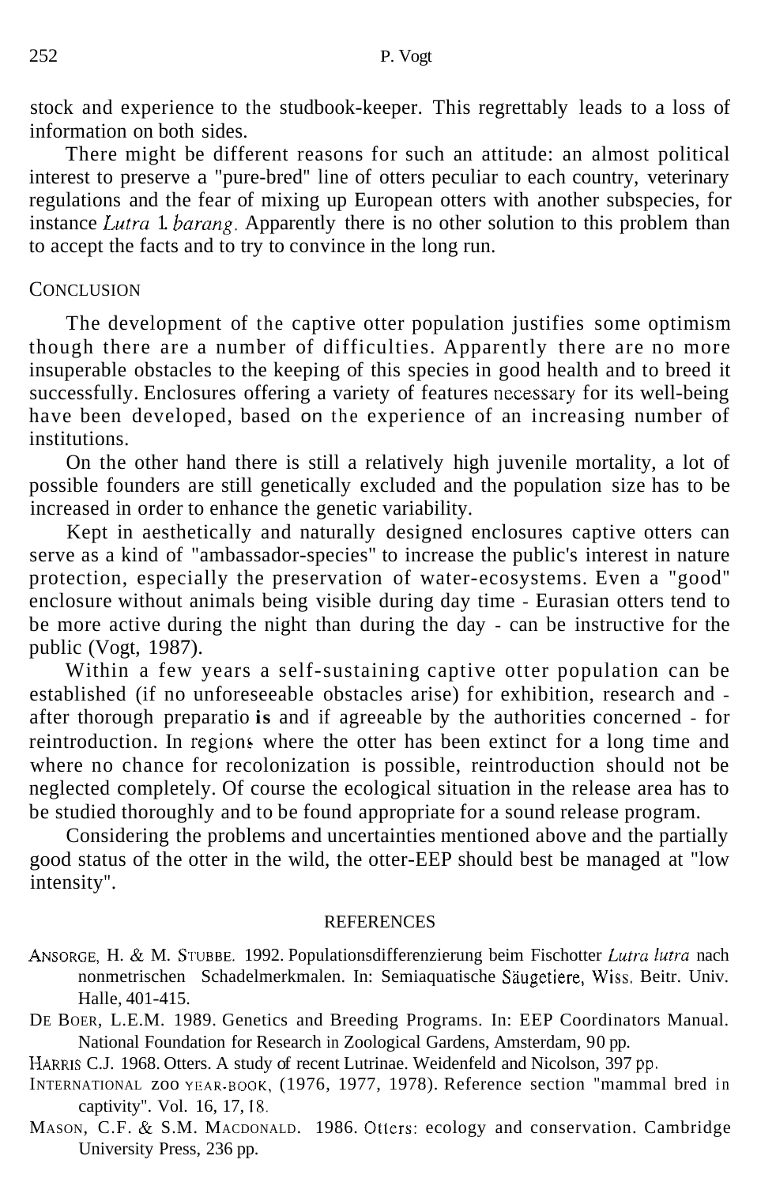stock and experience to the studbook-keeper. This regrettably leads to a loss of information on both sides.

There might be different reasons for such an attitude: an almost political interest to preserve a "pure-bred" line of otters peculiar to each country, veterinary regulations and the fear of mixing up European otters with another subspecies, for instance *Lutra l. barang*. Apparently there is no other solution to this problem than to accept the facts and to try to convince in the long run.

## CONCLUSION

The development of the captive otter population justifies some optimism though there are a number of difficulties. Apparently there are no more insuperable obstacles to the keeping of this species in good health and to breed it successfully. Enclosures offering a variety of features necessary for its well-being have been developed, based on the experience of an increasing number of institutions.

On the other hand there is still a relatively high juvenile mortality, a lot of possible founders are still genetically excluded and the population size has to be increased in order to enhance the genetic variability.

Kept in aesthetically and naturally designed enclosures captive otters can serve as a kind of "ambassador-species" to increase the public's interest in nature protection, especially the preservation of water-ecosystems. Even a "good" enclosure without animals being visible during day time - Eurasian otters tend to be more active during the night than during the day - can be instructive for the public (Vogt, 1987).

Within a few years a self-sustaining captive otter population can be established (if no unforeseeable obstacles arise) for exhibition, research and - after thorough preparatio **is** and if agreeable by the authorities concerned - for reintroduction. In regions where the otter has been extinct for a long time and where no chance for recolonization is possible, reintroduction should not be neglected completely. Of course the ecological situation in the release area has to be studied thoroughly and to be found appropriate for a sound release program.

Considering the problems and uncertainties mentioned above and the partially good status of the otter in the wild, the otter-EEP should best be managed at "low intensity".

## REFERENCES

ANSORGE, H. & M. STUBBE. 1992. Populationsdifferenzierung beim Fischotter *Lutra lutra* nach nonmetrischen Schadelmerkmalen. In: Semiaquatische Säugetiere, Wiss. Beitr. Univ. Halle, 401-415.

DE BOER, L.E.M. 1989. Genetics and Breeding Programs. In: EEP Coordinators Manual. National Foundation for Research in Zoological Gardens, Amsterdam, 90 pp.

HARRIS C.J. 1968. Otters. A study of recent Lutrinae. Weidenfeld and Nicolson, 397 pp.

INTERNATIONAL ZOO YEAR-BOOK, (1976, 1977, 1978). Reference section "mammal bred in captivity". Vol. 16, 17, 18.

MASON, C.F. & S.M. MACDONALD. 1986. Otters: ecology and conservation. Cambridge University Press, 236 pp.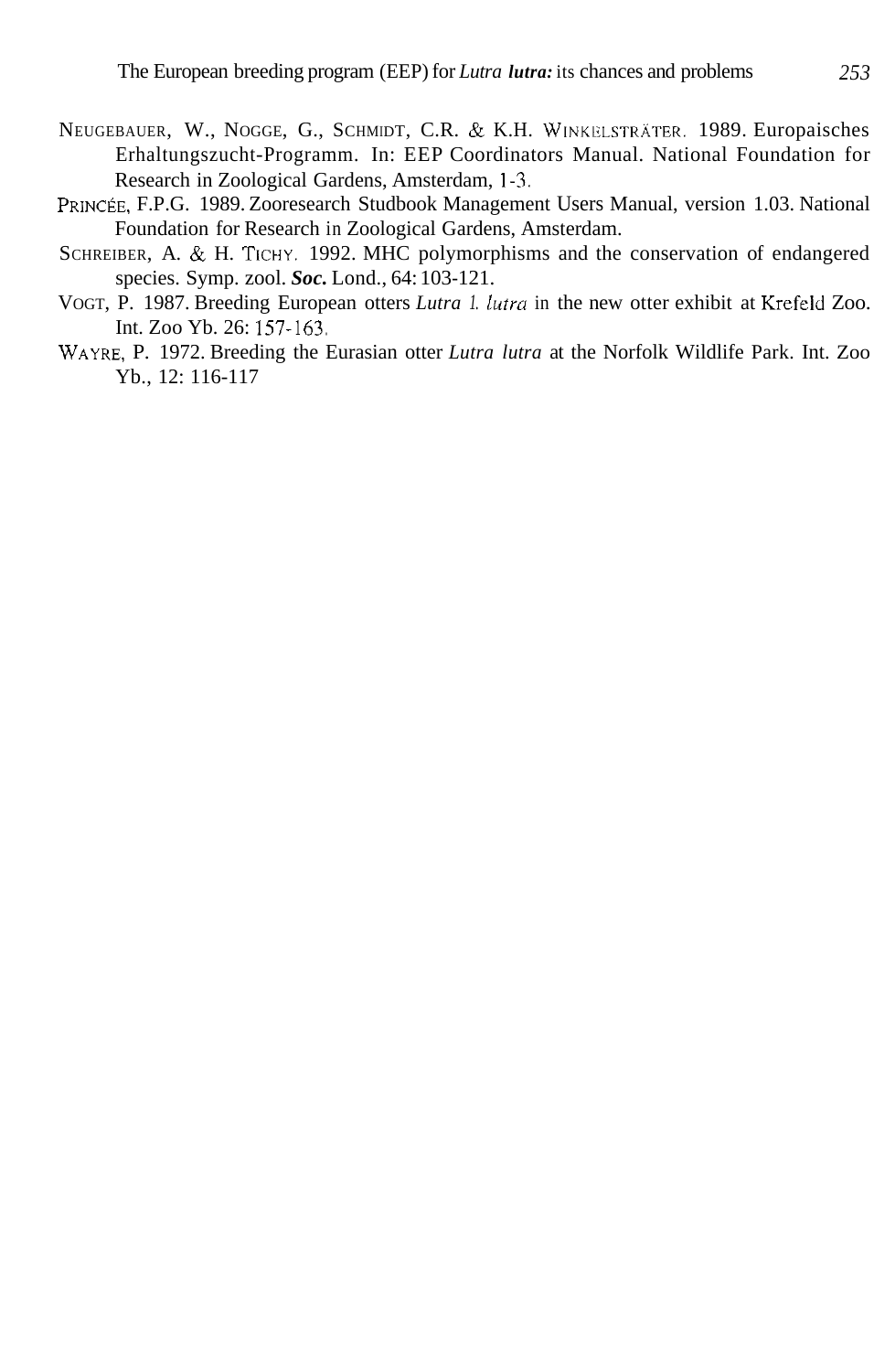NEUGEBAUER, W., NOGGE, G., SCHMIDT, C.R. & K.H. WINKELSTRÄTER. 1989. Europaisches Erhaltungszucht-Programm. In: EEP Coordinators Manual. National Foundation for Research in Zoological Gardens, Amsterdam, 1-3.

PRINCÉE, F.P.G. 1989. Zooresearch Studbook Management Users Manual, version 1.03. National Foundation for Research in Zoological Gardens, Amsterdam.

SCHREIBER, A. & H. TICHY. 1992. MHC polymorphisms and the conservation of endangered species. Symp. zool. ***Soc.*** Lond., 64: 103-121.

VOGT, P. 1987. Breeding European otters *Lutra l. lutra* in the new otter exhibit at Krefeld Zoo. Int. Zoo Yb. 26: 157-163.

WAYRE, P. 1972. Breeding the Eurasian otter *Lutra lutra* at the Norfolk Wildlife Park. Int. Zoo Yb., 12: 116-117